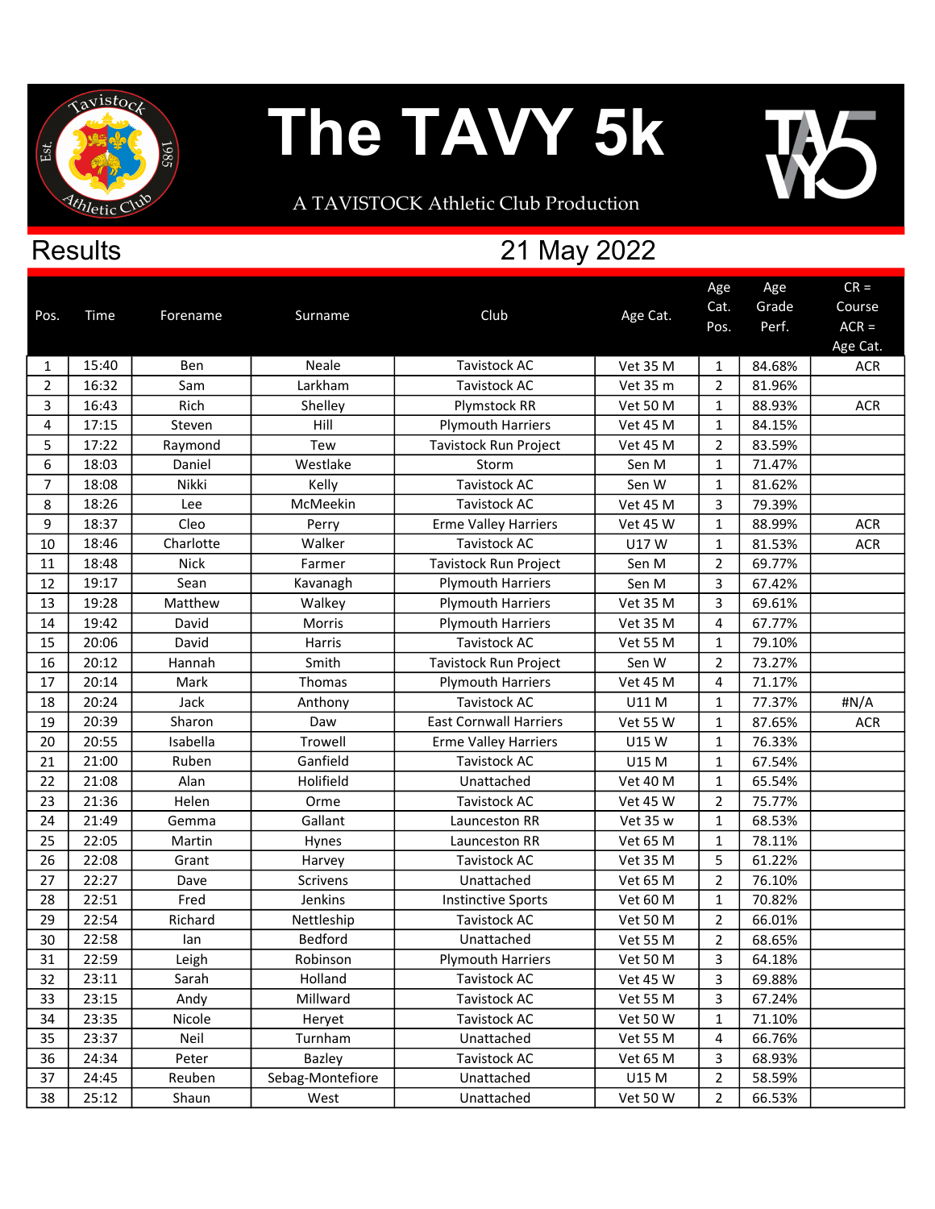# The TAVY 5k

A TAVISTOCK Athletic Club Production

## Results

21 May 2022

| Pos. | Time | Forename | Surname | Club | Age Cat. | Age Cat. Pos. | Age Grade Perf. | CR = Course ACR = Age Cat. |
|---|---|---|---|---|---|---|---|---|
| 1 | 15:40 | Ben | Neale | Tavistock AC | Vet 35 M | 1 | 84.68% | ACR |
| 2 | 16:32 | Sam | Larkham | Tavistock AC | Vet 35 m | 2 | 81.96% | |
| 3 | 16:43 | Rich | Shelley | Plymstock RR | Vet 50 M | 1 | 88.93% | ACR |
| 4 | 17:15 | Steven | Hill | Plymouth Harriers | Vet 45 M | 1 | 84.15% | |
| 5 | 17:22 | Raymond | Tew | Tavistock Run Project | Vet 45 M | 2 | 83.59% | |
| 6 | 18:03 | Daniel | Westlake | Storm | Sen M | 1 | 71.47% | |
| 7 | 18:08 | Nikki | Kelly | Tavistock AC | Sen W | 1 | 81.62% | |
| 8 | 18:26 | Lee | McMeekin | Tavistock AC | Vet 45 M | 3 | 79.39% | |
| 9 | 18:37 | Cleo | Perry | Erme Valley Harriers | Vet 45 W | 1 | 88.99% | ACR |
| 10 | 18:46 | Charlotte | Walker | Tavistock AC | U17 W | 1 | 81.53% | ACR |
| 11 | 18:48 | Nick | Farmer | Tavistock Run Project | Sen M | 2 | 69.77% | |
| 12 | 19:17 | Sean | Kavanagh | Plymouth Harriers | Sen M | 3 | 67.42% | |
| 13 | 19:28 | Matthew | Walkey | Plymouth Harriers | Vet 35 M | 3 | 69.61% | |
| 14 | 19:42 | David | Morris | Plymouth Harriers | Vet 35 M | 4 | 67.77% | |
| 15 | 20:06 | David | Harris | Tavistock AC | Vet 55 M | 1 | 79.10% | |
| 16 | 20:12 | Hannah | Smith | Tavistock Run Project | Sen W | 2 | 73.27% | |
| 17 | 20:14 | Mark | Thomas | Plymouth Harriers | Vet 45 M | 4 | 71.17% | |
| 18 | 20:24 | Jack | Anthony | Tavistock AC | U11 M | 1 | 77.37% | #N/A |
| 19 | 20:39 | Sharon | Daw | East Cornwall Harriers | Vet 55 W | 1 | 87.65% | ACR |
| 20 | 20:55 | Isabella | Trowell | Erme Valley Harriers | U15 W | 1 | 76.33% | |
| 21 | 21:00 | Ruben | Ganfield | Tavistock AC | U15 M | 1 | 67.54% | |
| 22 | 21:08 | Alan | Holifield | Unattached | Vet 40 M | 1 | 65.54% | |
| 23 | 21:36 | Helen | Orme | Tavistock AC | Vet 45 W | 2 | 75.77% | |
| 24 | 21:49 | Gemma | Gallant | Launceston RR | Vet 35 w | 1 | 68.53% | |
| 25 | 22:05 | Martin | Hynes | Launceston RR | Vet 65 M | 1 | 78.11% | |
| 26 | 22:08 | Grant | Harvey | Tavistock AC | Vet 35 M | 5 | 61.22% | |
| 27 | 22:27 | Dave | Scrivens | Unattached | Vet 65 M | 2 | 76.10% | |
| 28 | 22:51 | Fred | Jenkins | Instinctive Sports | Vet 60 M | 1 | 70.82% | |
| 29 | 22:54 | Richard | Nettleship | Tavistock AC | Vet 50 M | 2 | 66.01% | |
| 30 | 22:58 | Ian | Bedford | Unattached | Vet 55 M | 2 | 68.65% | |
| 31 | 22:59 | Leigh | Robinson | Plymouth Harriers | Vet 50 M | 3 | 64.18% | |
| 32 | 23:11 | Sarah | Holland | Tavistock AC | Vet 45 W | 3 | 69.88% | |
| 33 | 23:15 | Andy | Millward | Tavistock AC | Vet 55 M | 3 | 67.24% | |
| 34 | 23:35 | Nicole | Heryet | Tavistock AC | Vet 50 W | 1 | 71.10% | |
| 35 | 23:37 | Neil | Turnham | Unattached | Vet 55 M | 4 | 66.76% | |
| 36 | 24:34 | Peter | Bazley | Tavistock AC | Vet 65 M | 3 | 68.93% | |
| 37 | 24:45 | Reuben | Sebag-Montefiore | Unattached | U15 M | 2 | 58.59% | |
| 38 | 25:12 | Shaun | West | Unattached | Vet 50 W | 2 | 66.53% | |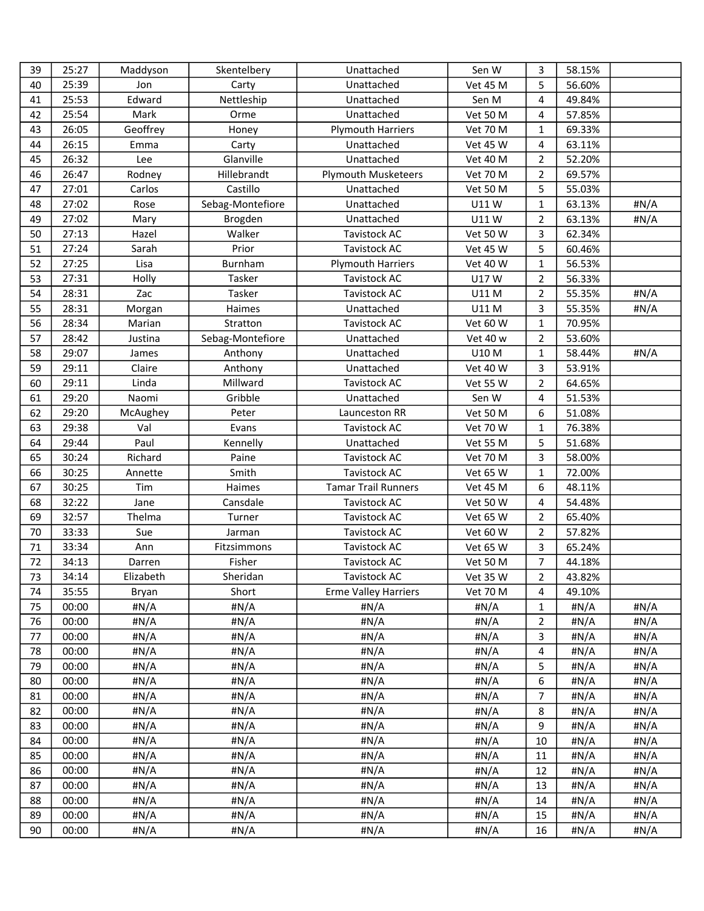| | | | | | | | | |
|---|---|---|---|---|---|---|---|---|
| 39 | 25:27 | Maddyson | Skentelbery | Unattached | Sen W | 3 | 58.15% | |
| 40 | 25:39 | Jon | Carty | Unattached | Vet 45 M | 5 | 56.60% | |
| 41 | 25:53 | Edward | Nettleship | Unattached | Sen M | 4 | 49.84% | |
| 42 | 25:54 | Mark | Orme | Unattached | Vet 50 M | 4 | 57.85% | |
| 43 | 26:05 | Geoffrey | Honey | Plymouth Harriers | Vet 70 M | 1 | 69.33% | |
| 44 | 26:15 | Emma | Carty | Unattached | Vet 45 W | 4 | 63.11% | |
| 45 | 26:32 | Lee | Glanville | Unattached | Vet 40 M | 2 | 52.20% | |
| 46 | 26:47 | Rodney | Hillebrandt | Plymouth Musketeers | Vet 70 M | 2 | 69.57% | |
| 47 | 27:01 | Carlos | Castillo | Unattached | Vet 50 M | 5 | 55.03% | |
| 48 | 27:02 | Rose | Sebag-Montefiore | Unattached | U11 W | 1 | 63.13% | #N/A |
| 49 | 27:02 | Mary | Brogden | Unattached | U11 W | 2 | 63.13% | #N/A |
| 50 | 27:13 | Hazel | Walker | Tavistock AC | Vet 50 W | 3 | 62.34% | |
| 51 | 27:24 | Sarah | Prior | Tavistock AC | Vet 45 W | 5 | 60.46% | |
| 52 | 27:25 | Lisa | Burnham | Plymouth Harriers | Vet 40 W | 1 | 56.53% | |
| 53 | 27:31 | Holly | Tasker | Tavistock AC | U17 W | 2 | 56.33% | |
| 54 | 28:31 | Zac | Tasker | Tavistock AC | U11 M | 2 | 55.35% | #N/A |
| 55 | 28:31 | Morgan | Haimes | Unattached | U11 M | 3 | 55.35% | #N/A |
| 56 | 28:34 | Marian | Stratton | Tavistock AC | Vet 60 W | 1 | 70.95% | |
| 57 | 28:42 | Justina | Sebag-Montefiore | Unattached | Vet 40 w | 2 | 53.60% | |
| 58 | 29:07 | James | Anthony | Unattached | U10 M | 1 | 58.44% | #N/A |
| 59 | 29:11 | Claire | Anthony | Unattached | Vet 40 W | 3 | 53.91% | |
| 60 | 29:11 | Linda | Millward | Tavistock AC | Vet 55 W | 2 | 64.65% | |
| 61 | 29:20 | Naomi | Gribble | Unattached | Sen W | 4 | 51.53% | |
| 62 | 29:20 | McAughey | Peter | Launceston RR | Vet 50 M | 6 | 51.08% | |
| 63 | 29:38 | Val | Evans | Tavistock AC | Vet 70 W | 1 | 76.38% | |
| 64 | 29:44 | Paul | Kennelly | Unattached | Vet 55 M | 5 | 51.68% | |
| 65 | 30:24 | Richard | Paine | Tavistock AC | Vet 70 M | 3 | 58.00% | |
| 66 | 30:25 | Annette | Smith | Tavistock AC | Vet 65 W | 1 | 72.00% | |
| 67 | 30:25 | Tim | Haimes | Tamar Trail Runners | Vet 45 M | 6 | 48.11% | |
| 68 | 32:22 | Jane | Cansdale | Tavistock AC | Vet 50 W | 4 | 54.48% | |
| 69 | 32:57 | Thelma | Turner | Tavistock AC | Vet 65 W | 2 | 65.40% | |
| 70 | 33:33 | Sue | Jarman | Tavistock AC | Vet 60 W | 2 | 57.82% | |
| 71 | 33:34 | Ann | Fitzsimmons | Tavistock AC | Vet 65 W | 3 | 65.24% | |
| 72 | 34:13 | Darren | Fisher | Tavistock AC | Vet 50 M | 7 | 44.18% | |
| 73 | 34:14 | Elizabeth | Sheridan | Tavistock AC | Vet 35 W | 2 | 43.82% | |
| 74 | 35:55 | Bryan | Short | Erme Valley Harriers | Vet 70 M | 4 | 49.10% | |
| 75 | 00:00 | #N/A | #N/A | #N/A | #N/A | 1 | #N/A | #N/A |
| 76 | 00:00 | #N/A | #N/A | #N/A | #N/A | 2 | #N/A | #N/A |
| 77 | 00:00 | #N/A | #N/A | #N/A | #N/A | 3 | #N/A | #N/A |
| 78 | 00:00 | #N/A | #N/A | #N/A | #N/A | 4 | #N/A | #N/A |
| 79 | 00:00 | #N/A | #N/A | #N/A | #N/A | 5 | #N/A | #N/A |
| 80 | 00:00 | #N/A | #N/A | #N/A | #N/A | 6 | #N/A | #N/A |
| 81 | 00:00 | #N/A | #N/A | #N/A | #N/A | 7 | #N/A | #N/A |
| 82 | 00:00 | #N/A | #N/A | #N/A | #N/A | 8 | #N/A | #N/A |
| 83 | 00:00 | #N/A | #N/A | #N/A | #N/A | 9 | #N/A | #N/A |
| 84 | 00:00 | #N/A | #N/A | #N/A | #N/A | 10 | #N/A | #N/A |
| 85 | 00:00 | #N/A | #N/A | #N/A | #N/A | 11 | #N/A | #N/A |
| 86 | 00:00 | #N/A | #N/A | #N/A | #N/A | 12 | #N/A | #N/A |
| 87 | 00:00 | #N/A | #N/A | #N/A | #N/A | 13 | #N/A | #N/A |
| 88 | 00:00 | #N/A | #N/A | #N/A | #N/A | 14 | #N/A | #N/A |
| 89 | 00:00 | #N/A | #N/A | #N/A | #N/A | 15 | #N/A | #N/A |
| 90 | 00:00 | #N/A | #N/A | #N/A | #N/A | 16 | #N/A | #N/A |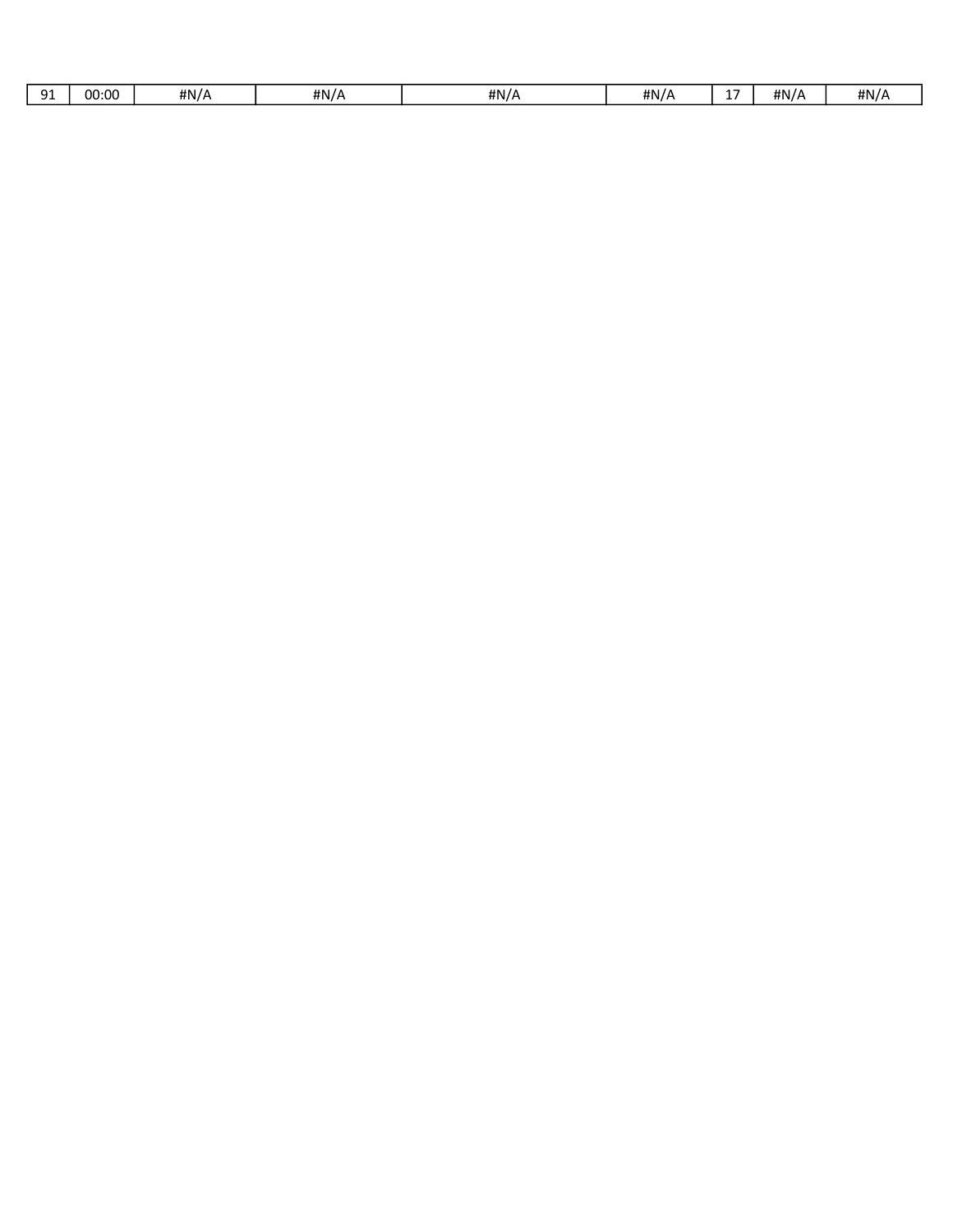| | | | | | | | | |
|---|---|---|---|---|---|---|---|---|
| 91 | 00:00 | #N/A | #N/A | #N/A | #N/A | 17 | #N/A | #N/A |